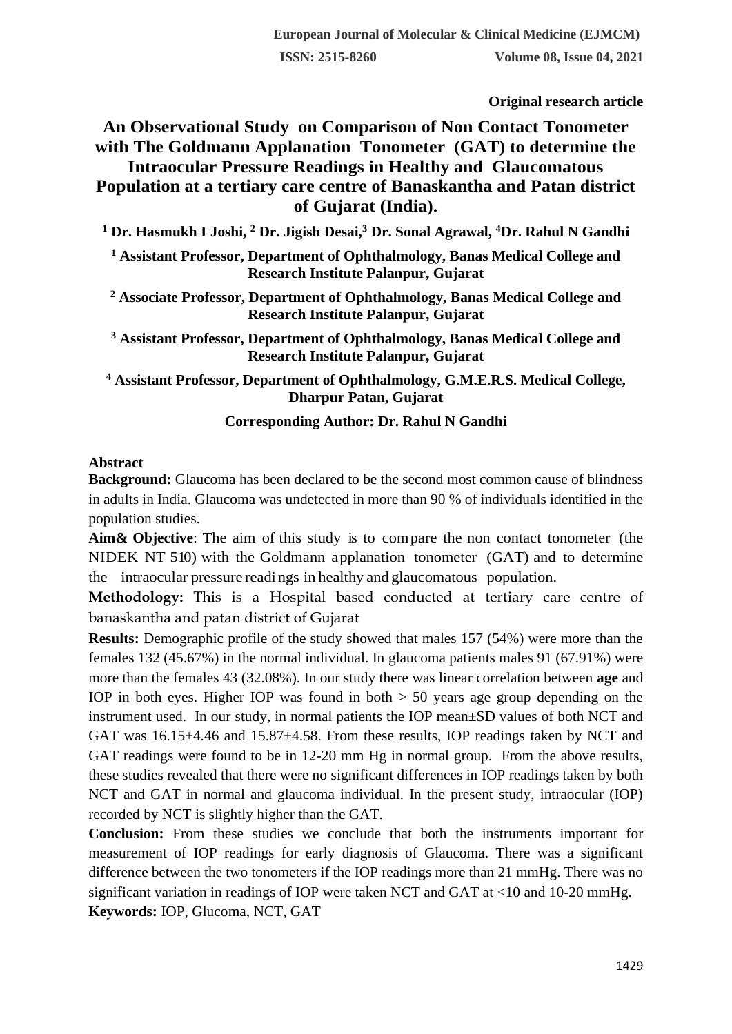**Original research article**

# An Observational Study on Comparison of Non Contact Tonometer with The Goldmann Applanation Tonometer (GAT) to determine the Intraocular Pressure Readings in Healthy and Glaucomatous Population at a tertiary care centre of Banaskantha and Patan district of Gujarat (India).

**[1] Dr. Hasmukh I Joshi, [2] Dr. Jigish Desai,[3] Dr. Sonal Agrawal, [4]Dr. Rahul N Gandhi**

**[1] Assistant Professor, Department of Ophthalmology, Banas Medical College and Research Institute Palanpur, Gujarat**

**[2] Associate Professor, Department of Ophthalmology, Banas Medical College and Research Institute Palanpur, Gujarat**

**[3] Assistant Professor, Department of Ophthalmology, Banas Medical College and Research Institute Palanpur, Gujarat**

**[4] Assistant Professor, Department of Ophthalmology, G.M.E.R.S. Medical College, Dharpur Patan, Gujarat**

**Corresponding Author: Dr. Rahul N Gandhi**

## Abstract

**Background:** Glaucoma has been declared to be the second most common cause of blindness in adults in India. Glaucoma was undetected in more than 90 % of individuals identified in the population studies.

**Aim& Objective**: The aim of this study is to compare the non contact tonometer (the NIDEK NT 510) with the Goldmann applanation tonometer (GAT) and to determine the intraocular pressure readings in healthy and glaucomatous population.

**Methodology:** This is a Hospital based conducted at tertiary care centre of banaskantha and patan district of Gujarat

**Results:** Demographic profile of the study showed that males 157 (54%) were more than the females 132 (45.67%) in the normal individual. In glaucoma patients males 91 (67.91%) were more than the females 43 (32.08%). In our study there was linear correlation between **age** and IOP in both eyes. Higher IOP was found in both > 50 years age group depending on the instrument used. In our study, in normal patients the IOP mean±SD values of both NCT and GAT was 16.15±4.46 and 15.87±4.58. From these results, IOP readings taken by NCT and GAT readings were found to be in 12-20 mm Hg in normal group. From the above results, these studies revealed that there were no significant differences in IOP readings taken by both NCT and GAT in normal and glaucoma individual. In the present study, intraocular (IOP) recorded by NCT is slightly higher than the GAT.

**Conclusion:** From these studies we conclude that both the instruments important for measurement of IOP readings for early diagnosis of Glaucoma. There was a significant difference between the two tonometers if the IOP readings more than 21 mmHg. There was no significant variation in readings of IOP were taken NCT and GAT at <10 and 10-20 mmHg.

**Keywords:** IOP, Glucoma, NCT, GAT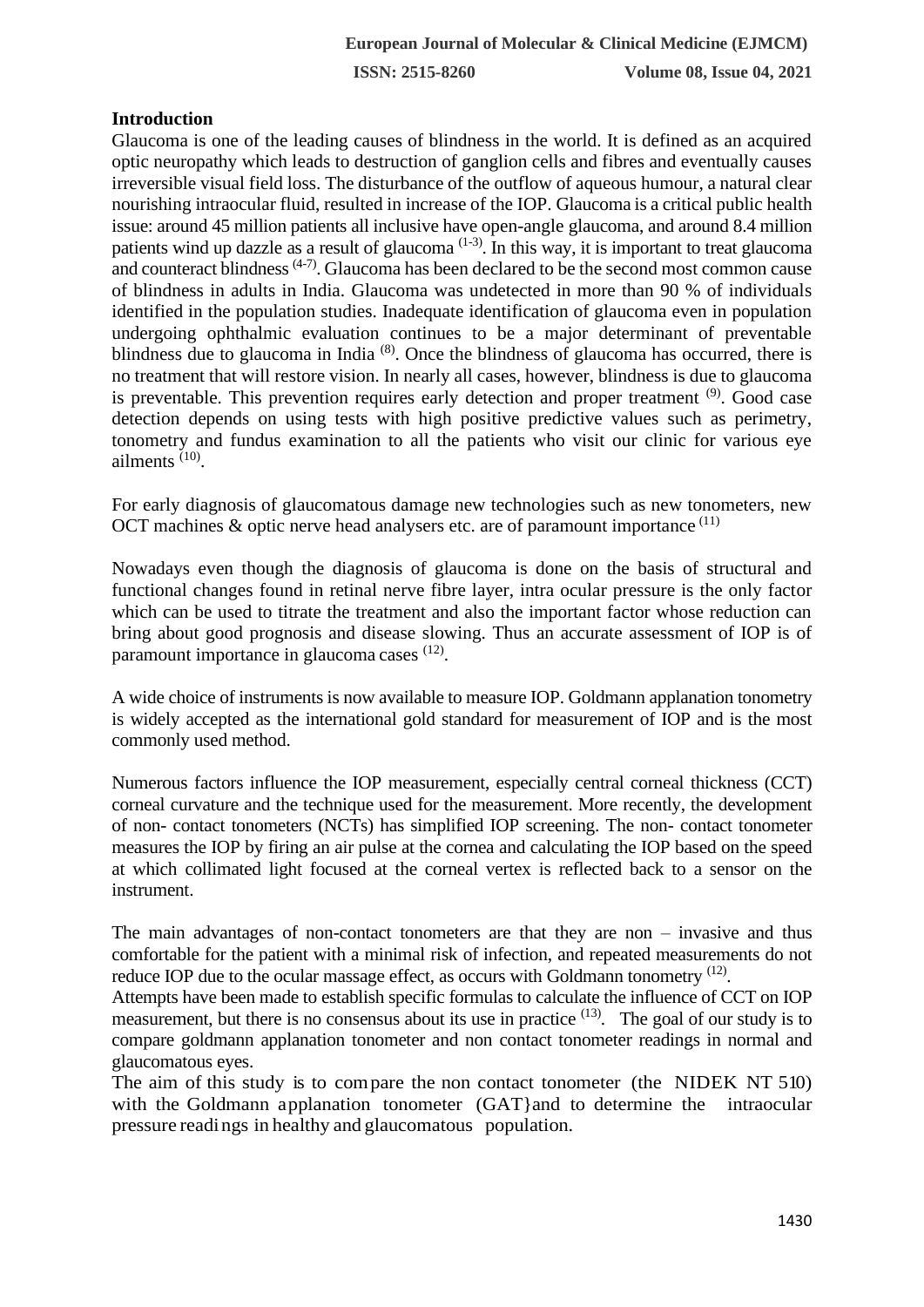## Introduction

Glaucoma is one of the leading causes of blindness in the world. It is defined as an acquired optic neuropathy which leads to destruction of ganglion cells and fibres and eventually causes irreversible visual field loss. The disturbance of the outflow of aqueous humour, a natural clear nourishing intraocular fluid, resulted in increase of the IOP. Glaucoma is a critical public health issue: around 45 million patients all inclusive have open-angle glaucoma, and around 8.4 million patients wind up dazzle as a result of glaucoma [1-3]. In this way, it is important to treat glaucoma and counteract blindness [4-7]. Glaucoma has been declared to be the second most common cause of blindness in adults in India. Glaucoma was undetected in more than 90 % of individuals identified in the population studies. Inadequate identification of glaucoma even in population undergoing ophthalmic evaluation continues to be a major determinant of preventable blindness due to glaucoma in India [8]. Once the blindness of glaucoma has occurred, there is no treatment that will restore vision. In nearly all cases, however, blindness is due to glaucoma is preventable. This prevention requires early detection and proper treatment [9]. Good case detection depends on using tests with high positive predictive values such as perimetry, tonometry and fundus examination to all the patients who visit our clinic for various eye ailments [10].

For early diagnosis of glaucomatous damage new technologies such as new tonometers, new OCT machines & optic nerve head analysers etc. are of paramount importance [11]

Nowadays even though the diagnosis of glaucoma is done on the basis of structural and functional changes found in retinal nerve fibre layer, intra ocular pressure is the only factor which can be used to titrate the treatment and also the important factor whose reduction can bring about good prognosis and disease slowing. Thus an accurate assessment of IOP is of paramount importance in glaucoma cases [12].

A wide choice of instruments is now available to measure IOP. Goldmann applanation tonometry is widely accepted as the international gold standard for measurement of IOP and is the most commonly used method.

Numerous factors influence the IOP measurement, especially central corneal thickness (CCT) corneal curvature and the technique used for the measurement. More recently, the development of non- contact tonometers (NCTs) has simplified IOP screening. The non- contact tonometer measures the IOP by firing an air pulse at the cornea and calculating the IOP based on the speed at which collimated light focused at the corneal vertex is reflected back to a sensor on the instrument.

The main advantages of non-contact tonometers are that they are non – invasive and thus comfortable for the patient with a minimal risk of infection, and repeated measurements do not reduce IOP due to the ocular massage effect, as occurs with Goldmann tonometry [12].
Attempts have been made to establish specific formulas to calculate the influence of CCT on IOP measurement, but there is no consensus about its use in practice [13]. The goal of our study is to compare goldmann applanation tonometer and non contact tonometer readings in normal and glaucomatous eyes.
The aim of this study is to compare the non contact tonometer (the NIDEK NT 510) with the Goldmann applanation tonometer (GAT}and to determine the intraocular pressure readings in healthy and glaucomatous population.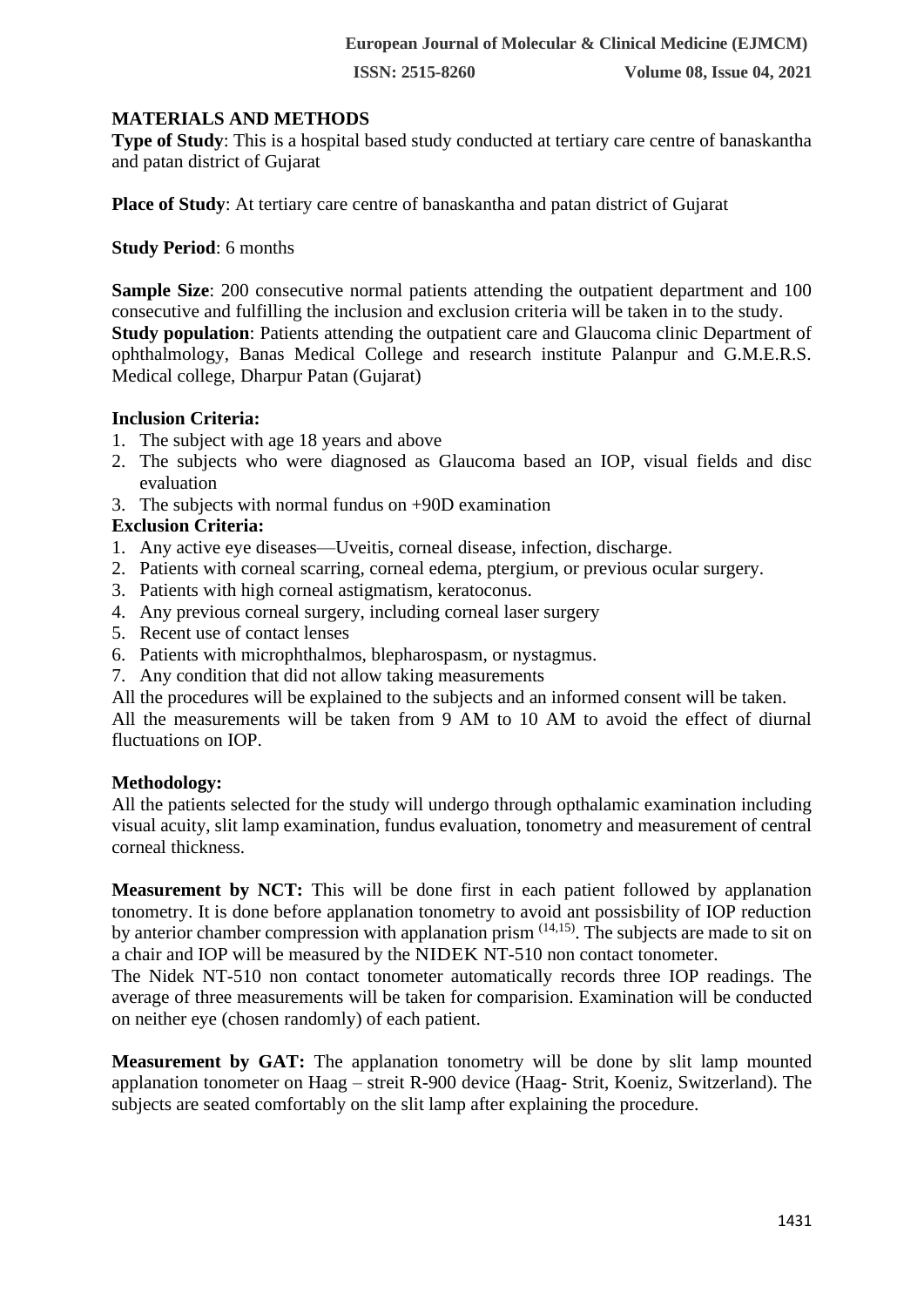## MATERIALS AND METHODS

**Type of Study**: This is a hospital based study conducted at tertiary care centre of banaskantha and patan district of Gujarat

**Place of Study**: At tertiary care centre of banaskantha and patan district of Gujarat

**Study Period**: 6 months

**Sample Size**: 200 consecutive normal patients attending the outpatient department and 100 consecutive and fulfilling the inclusion and exclusion criteria will be taken in to the study.
**Study population**: Patients attending the outpatient care and Glaucoma clinic Department of ophthalmology, Banas Medical College and research institute Palanpur and G.M.E.R.S. Medical college, Dharpur Patan (Gujarat)

**Inclusion Criteria:**

1. The subject with age 18 years and above
2. The subjects who were diagnosed as Glaucoma based an IOP, visual fields and disc evaluation
3. The subjects with normal fundus on +90D examination

**Exclusion Criteria:**

1. Any active eye diseases—Uveitis, corneal disease, infection, discharge.
2. Patients with corneal scarring, corneal edema, ptergium, or previous ocular surgery.
3. Patients with high corneal astigmatism, keratoconus.
4. Any previous corneal surgery, including corneal laser surgery
5. Recent use of contact lenses
6. Patients with microphthalmos, blepharospasm, or nystagmus.
7. Any condition that did not allow taking measurements

All the procedures will be explained to the subjects and an informed consent will be taken.
All the measurements will be taken from 9 AM to 10 AM to avoid the effect of diurnal fluctuations on IOP.

**Methodology:**

All the patients selected for the study will undergo through opthalamic examination including visual acuity, slit lamp examination, fundus evaluation, tonometry and measurement of central corneal thickness.

**Measurement by NCT:** This will be done first in each patient followed by applanation tonometry. It is done before applanation tonometry to avoid ant possisbility of IOP reduction by anterior chamber compression with applanation prism [14,15]. The subjects are made to sit on a chair and IOP will be measured by the NIDEK NT-510 non contact tonometer.
The Nidek NT-510 non contact tonometer automatically records three IOP readings. The average of three measurements will be taken for comparision. Examination will be conducted on neither eye (chosen randomly) of each patient.

**Measurement by GAT:** The applanation tonometry will be done by slit lamp mounted applanation tonometer on Haag – streit R-900 device (Haag- Strit, Koeniz, Switzerland). The subjects are seated comfortably on the slit lamp after explaining the procedure.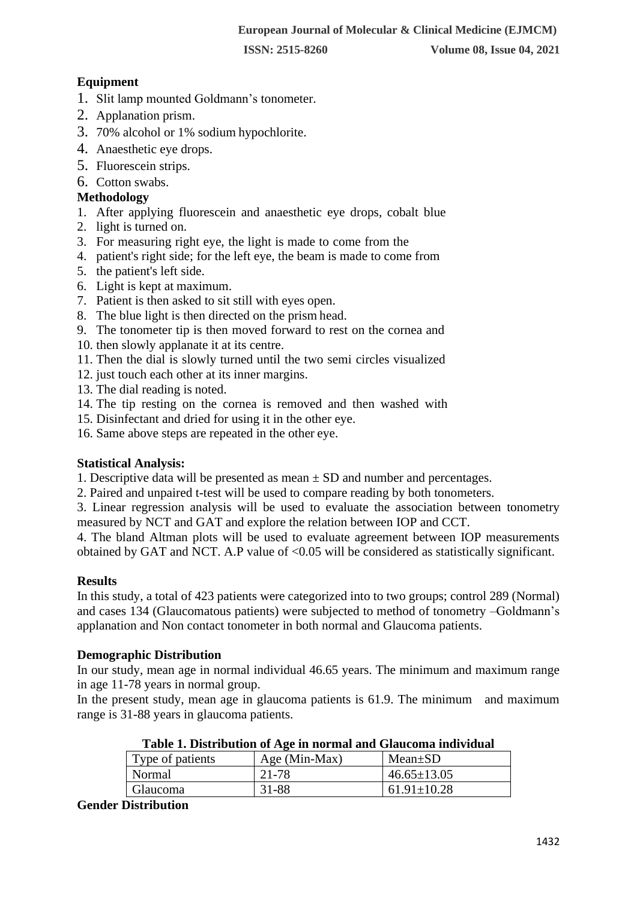**Equipment**

1. Slit lamp mounted Goldmann's tonometer.
2. Applanation prism.
3. 70% alcohol or 1% sodium hypochlorite.
4. Anaesthetic eye drops.
5. Fluorescein strips.
6. Cotton swabs.

**Methodology**

1. After applying fluorescein and anaesthetic eye drops, cobalt blue
2. light is turned on.
3. For measuring right eye, the light is made to come from the
4. patient's right side; for the left eye, the beam is made to come from
5. the patient's left side.
6. Light is kept at maximum.
7. Patient is then asked to sit still with eyes open.
8. The blue light is then directed on the prism head.
9. The tonometer tip is then moved forward to rest on the cornea and
10. then slowly applanate it at its centre.
11. Then the dial is slowly turned until the two semi circles visualized
12. just touch each other at its inner margins.
13. The dial reading is noted.
14. The tip resting on the cornea is removed and then washed with
15. Disinfectant and dried for using it in the other eye.
16. Same above steps are repeated in the other eye.

**Statistical Analysis:**

1. Descriptive data will be presented as mean ± SD and number and percentages.
2. Paired and unpaired t-test will be used to compare reading by both tonometers.
3. Linear regression analysis will be used to evaluate the association between tonometry measured by NCT and GAT and explore the relation between IOP and CCT.
4. The bland Altman plots will be used to evaluate agreement between IOP measurements obtained by GAT and NCT. A.P value of <0.05 will be considered as statistically significant.

**Results**

In this study, a total of 423 patients were categorized into to two groups; control 289 (Normal) and cases 134 (Glaucomatous patients) were subjected to method of tonometry –Goldmann's applanation and Non contact tonometer in both normal and Glaucoma patients.

**Demographic Distribution**

In our study, mean age in normal individual 46.65 years. The minimum and maximum range in age 11-78 years in normal group.

In the present study, mean age in glaucoma patients is 61.9. The minimum and maximum range is 31-88 years in glaucoma patients.

**Table 1. Distribution of Age in normal and Glaucoma individual**

| Type of patients | Age (Min-Max) | Mean±SD |
|---|---|---|
| Normal | 21-78 | 46.65±13.05 |
| Glaucoma | 31-88 | 61.91±10.28 |

**Gender Distribution**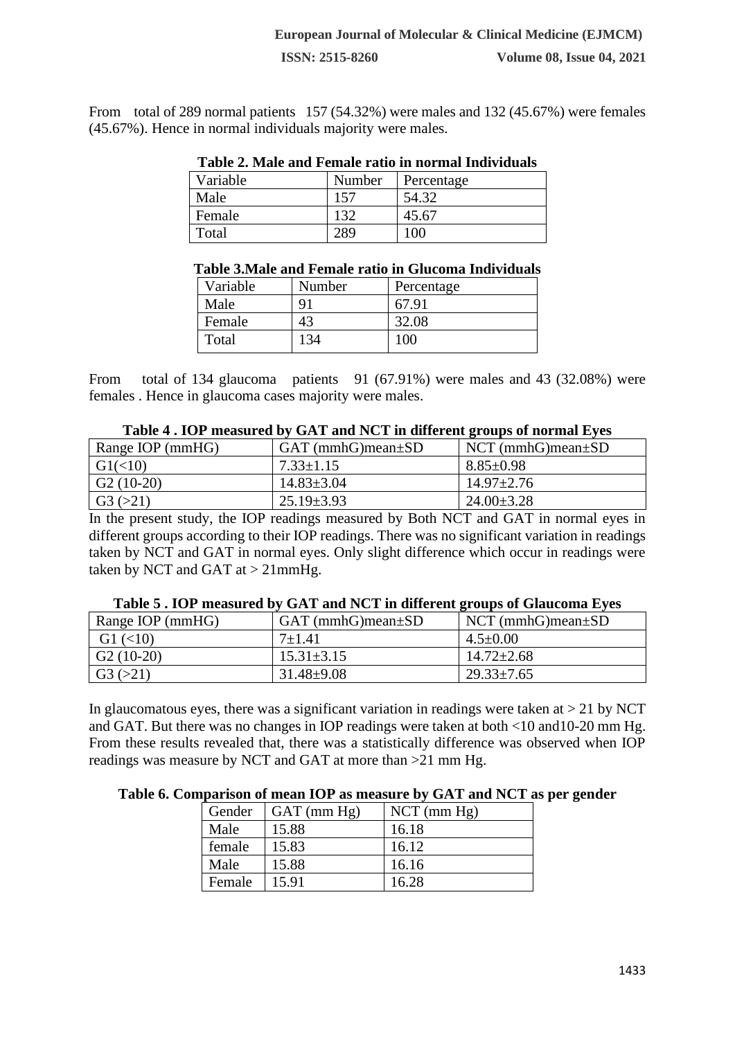From total of 289 normal patients 157 (54.32%) were males and 132 (45.67%) were females (45.67%). Hence in normal individuals majority were males.

**Table 2. Male and Female ratio in normal Individuals**

| Variable | Number | Percentage |
|---|---|---|
| Male | 157 | 54.32 |
| Female | 132 | 45.67 |
| Total | 289 | 100 |

**Table 3.Male and Female ratio in Glucoma Individuals**

| Variable | Number | Percentage |
|---|---|---|
| Male | 91 | 67.91 |
| Female | 43 | 32.08 |
| Total | 134 | 100 |

From total of 134 glaucoma patients 91 (67.91%) were males and 43 (32.08%) were females . Hence in glaucoma cases majority were males.

**Table 4 . IOP measured by GAT and NCT in different groups of normal Eyes**

| Range IOP (mmHG) | GAT (mmhG)mean±SD | NCT (mmhG)mean±SD |
|---|---|---|
| G1(<10) | 7.33±1.15 | 8.85±0.98 |
| G2 (10-20) | 14.83±3.04 | 14.97±2.76 |
| G3 (>21) | 25.19±3.93 | 24.00±3.28 |

In the present study, the IOP readings measured by Both NCT and GAT in normal eyes in different groups according to their IOP readings. There was no significant variation in readings taken by NCT and GAT in normal eyes. Only slight difference which occur in readings were taken by NCT and GAT at > 21mmHg.

**Table 5 . IOP measured by GAT and NCT in different groups of Glaucoma Eyes**

| Range IOP (mmHG) | GAT (mmhG)mean±SD | NCT (mmhG)mean±SD |
|---|---|---|
| G1 (<10) | 7±1.41 | 4.5±0.00 |
| G2 (10-20) | 15.31±3.15 | 14.72±2.68 |
| G3 (>21) | 31.48±9.08 | 29.33±7.65 |

In glaucomatous eyes, there was a significant variation in readings were taken at > 21 by NCT and GAT. But there was no changes in IOP readings were taken at both <10 and10-20 mm Hg. From these results revealed that, there was a statistically difference was observed when IOP readings was measure by NCT and GAT at more than >21 mm Hg.

**Table 6. Comparison of mean IOP as measure by GAT and NCT as per gender**

| Gender | GAT (mm Hg) | NCT (mm Hg) |
|---|---|---|
| Male | 15.88 | 16.18 |
| female | 15.83 | 16.12 |
| Male | 15.88 | 16.16 |
| Female | 15.91 | 16.28 |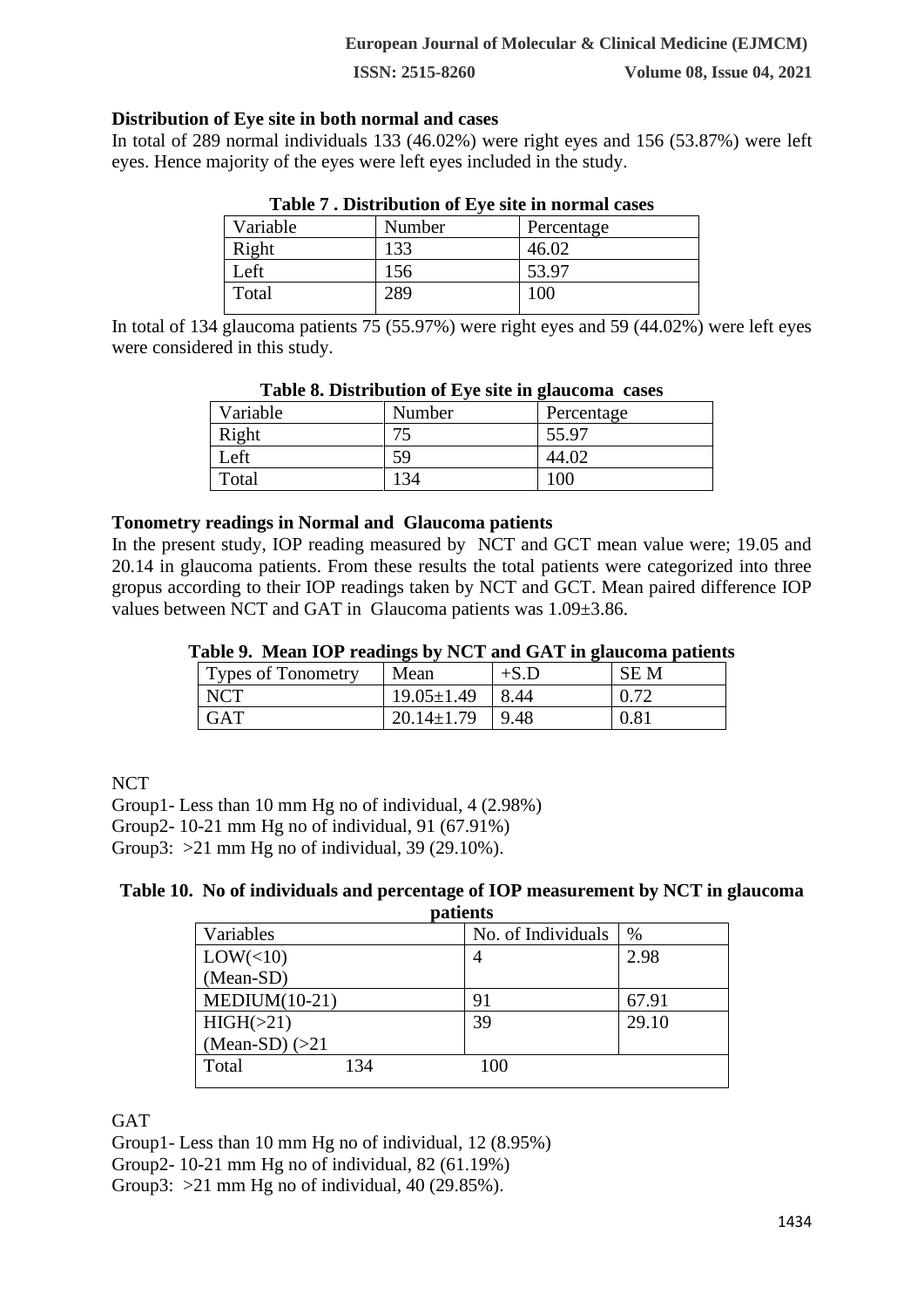**Distribution of Eye site in both normal and cases**

In total of 289 normal individuals 133 (46.02%) were right eyes and 156 (53.87%) were left eyes. Hence majority of the eyes were left eyes included in the study.

**Table 7 . Distribution of Eye site in normal cases**

| Variable | Number | Percentage |
|---|---|---|
| Right | 133 | 46.02 |
| Left | 156 | 53.97 |
| Total | 289 | 100 |

In total of 134 glaucoma patients 75 (55.97%) were right eyes and 59 (44.02%) were left eyes were considered in this study.

**Table 8. Distribution of Eye site in glaucoma cases**

| Variable | Number | Percentage |
|---|---|---|
| Right | 75 | 55.97 |
| Left | 59 | 44.02 |
| Total | 134 | 100 |

**Tonometry readings in Normal and Glaucoma patients**

In the present study, IOP reading measured by NCT and GCT mean value were; 19.05 and 20.14 in glaucoma patients. From these results the total patients were categorized into three gropus according to their IOP readings taken by NCT and GCT. Mean paired difference IOP values between NCT and GAT in Glaucoma patients was 1.09±3.86.

**Table 9. Mean IOP readings by NCT and GAT in glaucoma patients**

| Types of Tonometry | Mean | +S.D | SE M |
|---|---|---|---|
| NCT | 19.05±1.49 | 8.44 | 0.72 |
| GAT | 20.14±1.79 | 9.48 | 0.81 |

NCT

Group1- Less than 10 mm Hg no of individual, 4 (2.98%)
Group2- 10-21 mm Hg no of individual, 91 (67.91%)
Group3: >21 mm Hg no of individual, 39 (29.10%).

**Table 10. No of individuals and percentage of IOP measurement by NCT in glaucoma patients**

| Variables | No. of Individuals | % |
|---|---|---|
| LOW(<10) (Mean-SD) | 4 | 2.98 |
| MEDIUM(10-21) | 91 | 67.91 |
| HIGH(>21) (Mean-SD) (>21 | 39 | 29.10 |
| Total 134 | 100 | |

GAT

Group1- Less than 10 mm Hg no of individual, 12 (8.95%)
Group2- 10-21 mm Hg no of individual, 82 (61.19%)
Group3: >21 mm Hg no of individual, 40 (29.85%).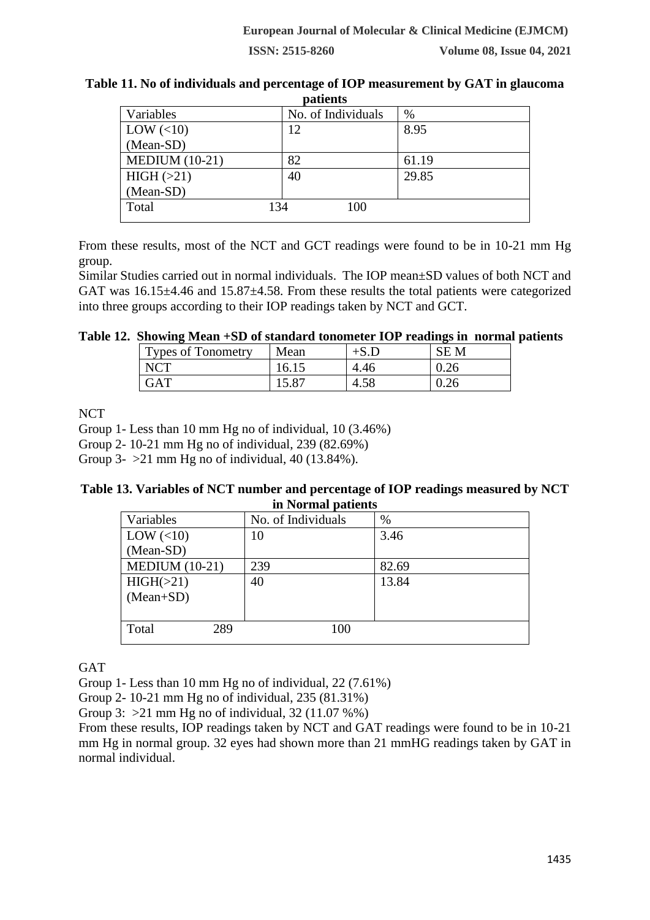**Table 11. No of individuals and percentage of IOP measurement by GAT in glaucoma patients**

| Variables | No. of Individuals | % |
|---|---|---|
| LOW (<10) (Mean-SD) | 12 | 8.95 |
| MEDIUM (10-21) | 82 | 61.19 |
| HIGH (>21) (Mean-SD) | 40 | 29.85 |
| Total | 134 | 100 |

From these results, most of the NCT and GCT readings were found to be in 10-21 mm Hg group.

Similar Studies carried out in normal individuals. The IOP mean±SD values of both NCT and GAT was 16.15±4.46 and 15.87±4.58. From these results the total patients were categorized into three groups according to their IOP readings taken by NCT and GCT.

**Table 12. Showing Mean +SD of standard tonometer IOP readings in normal patients**

| Types of Tonometry | Mean | +S.D | SE M |
|---|---|---|---|
| NCT | 16.15 | 4.46 | 0.26 |
| GAT | 15.87 | 4.58 | 0.26 |

NCT

Group 1- Less than 10 mm Hg no of individual, 10 (3.46%)

Group 2- 10-21 mm Hg no of individual, 239 (82.69%)

Group 3- >21 mm Hg no of individual, 40 (13.84%).

**Table 13. Variables of NCT number and percentage of IOP readings measured by NCT in Normal patients**

| Variables | No. of Individuals | % |
|---|---|---|
| LOW (<10) (Mean-SD) | 10 | 3.46 |
| MEDIUM (10-21) | 239 | 82.69 |
| HIGH(>21) (Mean+SD) | 40 | 13.84 |
| Total 289 | 100 | |

GAT

Group 1- Less than 10 mm Hg no of individual, 22 (7.61%)

Group 2- 10-21 mm Hg no of individual, 235 (81.31%)

Group 3: >21 mm Hg no of individual, 32 (11.07 %%)

From these results, IOP readings taken by NCT and GAT readings were found to be in 10-21 mm Hg in normal group. 32 eyes had shown more than 21 mmHG readings taken by GAT in normal individual.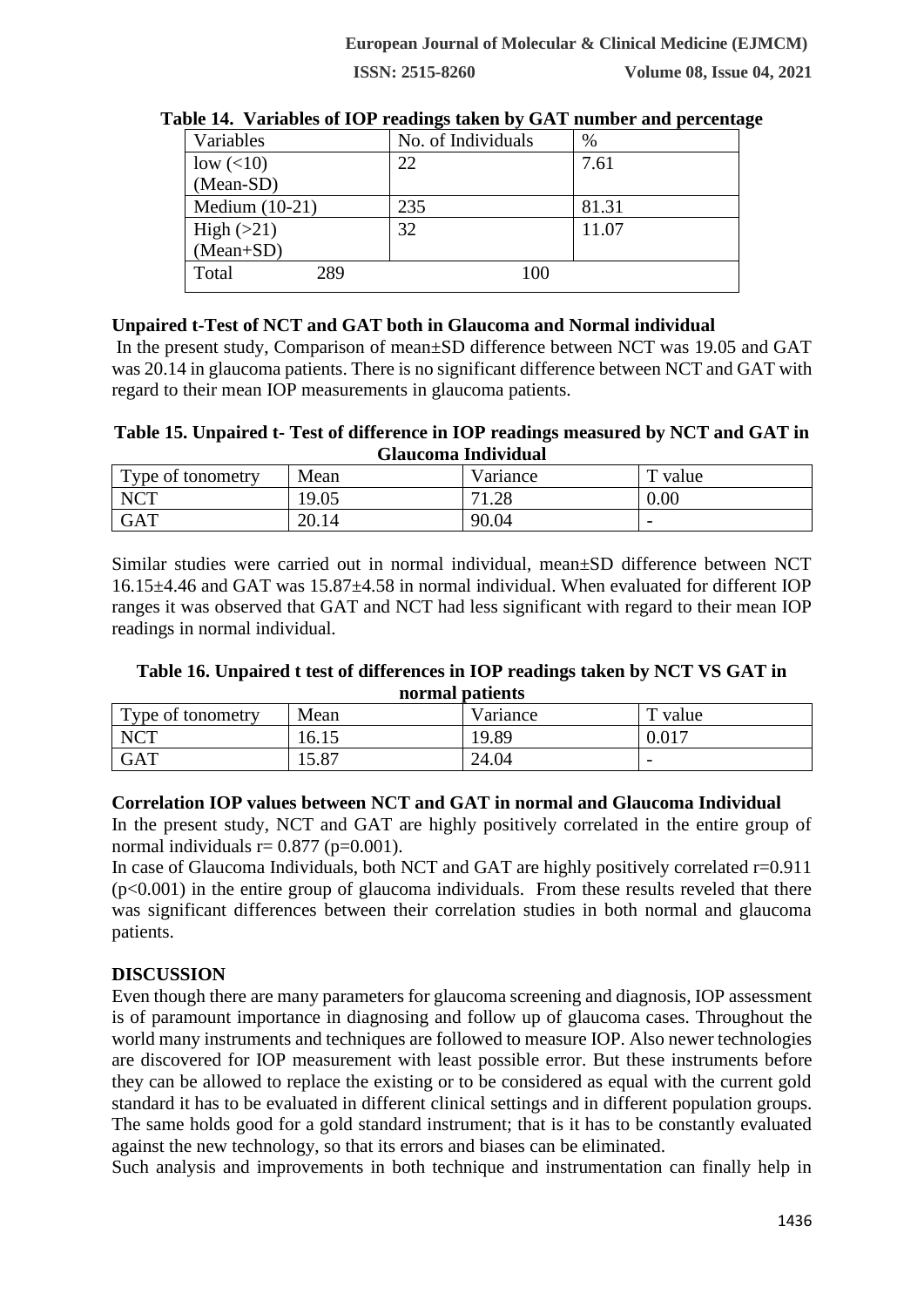**Table 14. Variables of IOP readings taken by GAT number and percentage**

| Variables | No. of Individuals | % |
|---|---|---|
| low (<10) (Mean-SD) | 22 | 7.61 |
| Medium (10-21) | 235 | 81.31 |
| High (>21) (Mean+SD) | 32 | 11.07 |
| Total 289 | 100 | |

**Unpaired t-Test of NCT and GAT both in Glaucoma and Normal individual**

In the present study, Comparison of mean±SD difference between NCT was 19.05 and GAT was 20.14 in glaucoma patients. There is no significant difference between NCT and GAT with regard to their mean IOP measurements in glaucoma patients.

**Table 15. Unpaired t- Test of difference in IOP readings measured by NCT and GAT in Glaucoma Individual**

| Type of tonometry | Mean | Variance | T value |
|---|---|---|---|
| NCT | 19.05 | 71.28 | 0.00 |
| GAT | 20.14 | 90.04 | - |

Similar studies were carried out in normal individual, mean±SD difference between NCT 16.15±4.46 and GAT was 15.87±4.58 in normal individual. When evaluated for different IOP ranges it was observed that GAT and NCT had less significant with regard to their mean IOP readings in normal individual.

**Table 16. Unpaired t test of differences in IOP readings taken by NCT VS GAT in normal patients**

| Type of tonometry | Mean | Variance | T value |
|---|---|---|---|
| NCT | 16.15 | 19.89 | 0.017 |
| GAT | 15.87 | 24.04 | - |

**Correlation IOP values between NCT and GAT in normal and Glaucoma Individual**

In the present study, NCT and GAT are highly positively correlated in the entire group of normal individuals $r = 0.877$ ($p=0.001$).

In case of Glaucoma Individuals, both NCT and GAT are highly positively correlated $r=0.911$ ($p<0.001$) in the entire group of glaucoma individuals. From these results reveled that there was significant differences between their correlation studies in both normal and glaucoma patients.

## DISCUSSION

Even though there are many parameters for glaucoma screening and diagnosis, IOP assessment is of paramount importance in diagnosing and follow up of glaucoma cases. Throughout the world many instruments and techniques are followed to measure IOP. Also newer technologies are discovered for IOP measurement with least possible error. But these instruments before they can be allowed to replace the existing or to be considered as equal with the current gold standard it has to be evaluated in different clinical settings and in different population groups. The same holds good for a gold standard instrument; that is it has to be constantly evaluated against the new technology, so that its errors and biases can be eliminated.

Such analysis and improvements in both technique and instrumentation can finally help in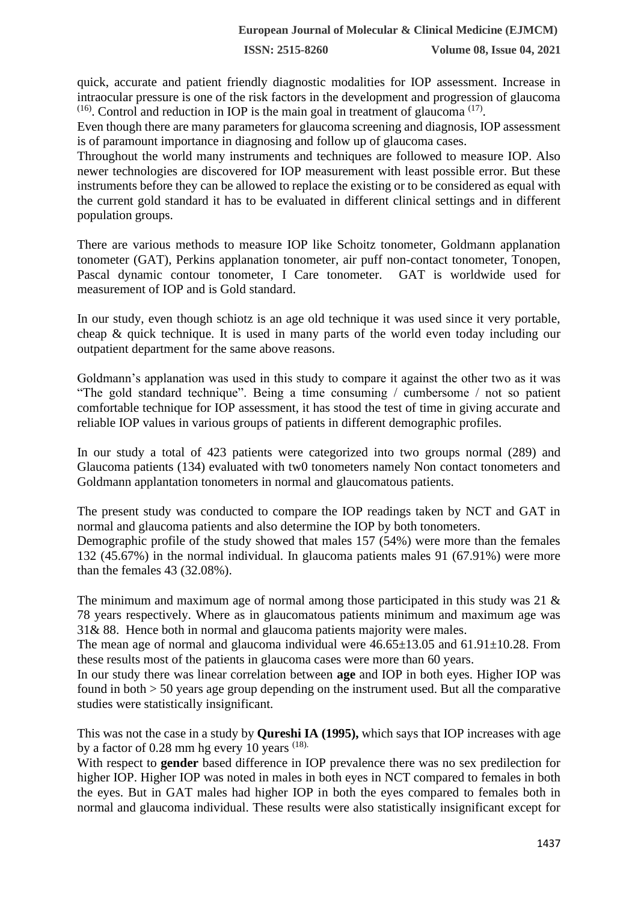quick, accurate and patient friendly diagnostic modalities for IOP assessment. Increase in intraocular pressure is one of the risk factors in the development and progression of glaucoma [(16)]. Control and reduction in IOP is the main goal in treatment of glaucoma [(17)].

Even though there are many parameters for glaucoma screening and diagnosis, IOP assessment is of paramount importance in diagnosing and follow up of glaucoma cases.

Throughout the world many instruments and techniques are followed to measure IOP. Also newer technologies are discovered for IOP measurement with least possible error. But these instruments before they can be allowed to replace the existing or to be considered as equal with the current gold standard it has to be evaluated in different clinical settings and in different population groups.

There are various methods to measure IOP like Schoitz tonometer, Goldmann applanation tonometer (GAT), Perkins applanation tonometer, air puff non-contact tonometer, Tonopen, Pascal dynamic contour tonometer, I Care tonometer. GAT is worldwide used for measurement of IOP and is Gold standard.

In our study, even though schiotz is an age old technique it was used since it very portable, cheap & quick technique. It is used in many parts of the world even today including our outpatient department for the same above reasons.

Goldmann's applanation was used in this study to compare it against the other two as it was "The gold standard technique". Being a time consuming / cumbersome / not so patient comfortable technique for IOP assessment, it has stood the test of time in giving accurate and reliable IOP values in various groups of patients in different demographic profiles.

In our study a total of 423 patients were categorized into two groups normal (289) and Glaucoma patients (134) evaluated with tw0 tonometers namely Non contact tonometers and Goldmann applantation tonometers in normal and glaucomatous patients.

The present study was conducted to compare the IOP readings taken by NCT and GAT in normal and glaucoma patients and also determine the IOP by both tonometers.

Demographic profile of the study showed that males 157 (54%) were more than the females 132 (45.67%) in the normal individual. In glaucoma patients males 91 (67.91%) were more than the females 43 (32.08%).

The minimum and maximum age of normal among those participated in this study was 21 & 78 years respectively. Where as in glaucomatous patients minimum and maximum age was 31& 88. Hence both in normal and glaucoma patients majority were males.

The mean age of normal and glaucoma individual were 46.65±13.05 and 61.91±10.28. From these results most of the patients in glaucoma cases were more than 60 years.

In our study there was linear correlation between **age** and IOP in both eyes. Higher IOP was found in both > 50 years age group depending on the instrument used. But all the comparative studies were statistically insignificant.

This was not the case in a study by **Qureshi IA (1995),** which says that IOP increases with age by a factor of 0.28 mm hg every 10 years [(18)].

With respect to **gender** based difference in IOP prevalence there was no sex predilection for higher IOP. Higher IOP was noted in males in both eyes in NCT compared to females in both the eyes. But in GAT males had higher IOP in both the eyes compared to females both in normal and glaucoma individual. These results were also statistically insignificant except for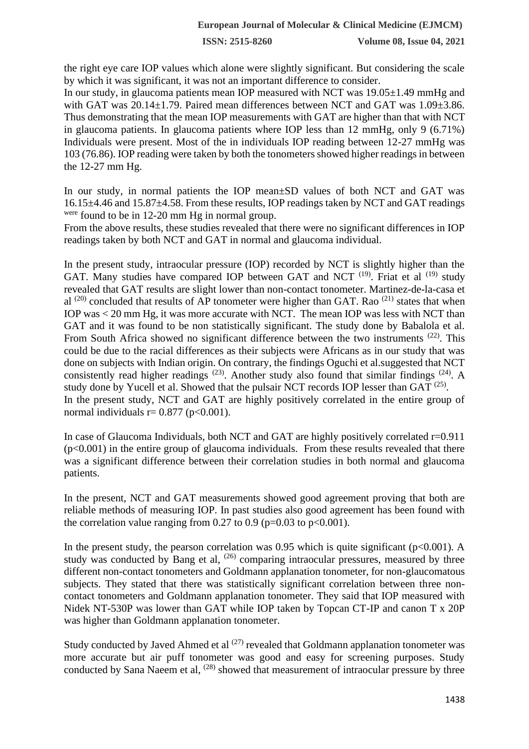the right eye care IOP values which alone were slightly significant. But considering the scale by which it was significant, it was not an important difference to consider.

In our study, in glaucoma patients mean IOP measured with NCT was 19.05±1.49 mmHg and with GAT was 20.14±1.79. Paired mean differences between NCT and GAT was 1.09±3.86. Thus demonstrating that the mean IOP measurements with GAT are higher than that with NCT in glaucoma patients. In glaucoma patients where IOP less than 12 mmHg, only 9 (6.71%) Individuals were present. Most of the in individuals IOP reading between 12-27 mmHg was 103 (76.86). IOP reading were taken by both the tonometers showed higher readings in between the 12-27 mm Hg.

In our study, in normal patients the IOP mean±SD values of both NCT and GAT was 16.15±4.46 and 15.87±4.58. From these results, IOP readings taken by NCT and GAT readings were found to be in 12-20 mm Hg in normal group.

From the above results, these studies revealed that there were no significant differences in IOP readings taken by both NCT and GAT in normal and glaucoma individual.

In the present study, intraocular pressure (IOP) recorded by NCT is slightly higher than the GAT. Many studies have compared IOP between GAT and NCT [19]. Friat et al [19] study revealed that GAT results are slight lower than non-contact tonometer. Martinez-de-la-casa et al [20] concluded that results of AP tonometer were higher than GAT. Rao [21] states that when IOP was < 20 mm Hg, it was more accurate with NCT. The mean IOP was less with NCT than GAT and it was found to be non statistically significant. The study done by Babalola et al. From South Africa showed no significant difference between the two instruments [22]. This could be due to the racial differences as their subjects were Africans as in our study that was done on subjects with Indian origin. On contrary, the findings Oguchi et al.suggested that NCT consistently read higher readings [23]. Another study also found that similar findings [24]. A study done by Yucell et al. Showed that the pulsair NCT records IOP lesser than GAT [25].

In the present study, NCT and GAT are highly positively correlated in the entire group of normal individuals r= 0.877 (p<0.001).

In case of Glaucoma Individuals, both NCT and GAT are highly positively correlated r=0.911 (p<0.001) in the entire group of glaucoma individuals. From these results revealed that there was a significant difference between their correlation studies in both normal and glaucoma patients.

In the present, NCT and GAT measurements showed good agreement proving that both are reliable methods of measuring IOP. In past studies also good agreement has been found with the correlation value ranging from 0.27 to 0.9 (p=0.03 to p<0.001).

In the present study, the pearson correlation was 0.95 which is quite significant (p<0.001). A study was conducted by Bang et al, [26] comparing intraocular pressures, measured by three different non-contact tonometers and Goldmann applanation tonometer, for non-glaucomatous subjects. They stated that there was statistically significant correlation between three non-contact tonometers and Goldmann applanation tonometer. They said that IOP measured with Nidek NT-530P was lower than GAT while IOP taken by Topcan CT-IP and canon T x 20P was higher than Goldmann applanation tonometer.

Study conducted by Javed Ahmed et al [27] revealed that Goldmann applanation tonometer was more accurate but air puff tonometer was good and easy for screening purposes. Study conducted by Sana Naeem et al, [28] showed that measurement of intraocular pressure by three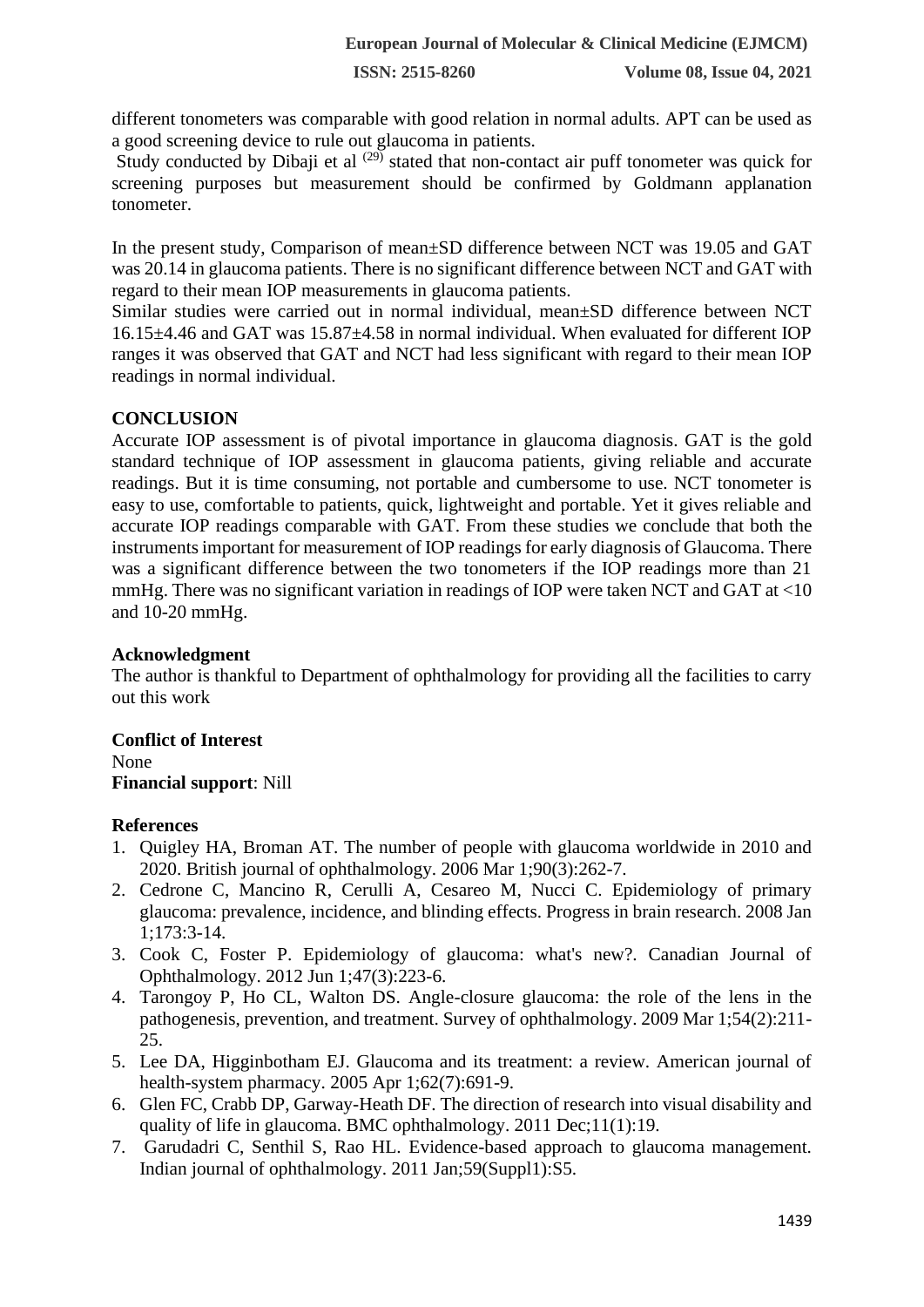different tonometers was comparable with good relation in normal adults. APT can be used as a good screening device to rule out glaucoma in patients.

Study conducted by Dibaji et al [29] stated that non-contact air puff tonometer was quick for screening purposes but measurement should be confirmed by Goldmann applanation tonometer.

In the present study, Comparison of mean±SD difference between NCT was 19.05 and GAT was 20.14 in glaucoma patients. There is no significant difference between NCT and GAT with regard to their mean IOP measurements in glaucoma patients.

Similar studies were carried out in normal individual, mean±SD difference between NCT 16.15±4.46 and GAT was 15.87±4.58 in normal individual. When evaluated for different IOP ranges it was observed that GAT and NCT had less significant with regard to their mean IOP readings in normal individual.

## CONCLUSION

Accurate IOP assessment is of pivotal importance in glaucoma diagnosis. GAT is the gold standard technique of IOP assessment in glaucoma patients, giving reliable and accurate readings. But it is time consuming, not portable and cumbersome to use. NCT tonometer is easy to use, comfortable to patients, quick, lightweight and portable. Yet it gives reliable and accurate IOP readings comparable with GAT. From these studies we conclude that both the instruments important for measurement of IOP readings for early diagnosis of Glaucoma. There was a significant difference between the two tonometers if the IOP readings more than 21 mmHg. There was no significant variation in readings of IOP were taken NCT and GAT at <10 and 10-20 mmHg.

### Acknowledgment

The author is thankful to Department of ophthalmology for providing all the facilities to carry out this work

### Conflict of Interest

None

**Financial support**: Nill

### References

1. Quigley HA, Broman AT. The number of people with glaucoma worldwide in 2010 and 2020. British journal of ophthalmology. 2006 Mar 1;90(3):262-7.
2. Cedrone C, Mancino R, Cerulli A, Cesareo M, Nucci C. Epidemiology of primary glaucoma: prevalence, incidence, and blinding effects. Progress in brain research. 2008 Jan 1;173:3-14.
3. Cook C, Foster P. Epidemiology of glaucoma: what's new?. Canadian Journal of Ophthalmology. 2012 Jun 1;47(3):223-6.
4. Tarongoy P, Ho CL, Walton DS. Angle-closure glaucoma: the role of the lens in the pathogenesis, prevention, and treatment. Survey of ophthalmology. 2009 Mar 1;54(2):211-25.
5. Lee DA, Higginbotham EJ. Glaucoma and its treatment: a review. American journal of health-system pharmacy. 2005 Apr 1;62(7):691-9.
6. Glen FC, Crabb DP, Garway-Heath DF. The direction of research into visual disability and quality of life in glaucoma. BMC ophthalmology. 2011 Dec;11(1):19.
7. Garudadri C, Senthil S, Rao HL. Evidence-based approach to glaucoma management. Indian journal of ophthalmology. 2011 Jan;59(Suppl1):S5.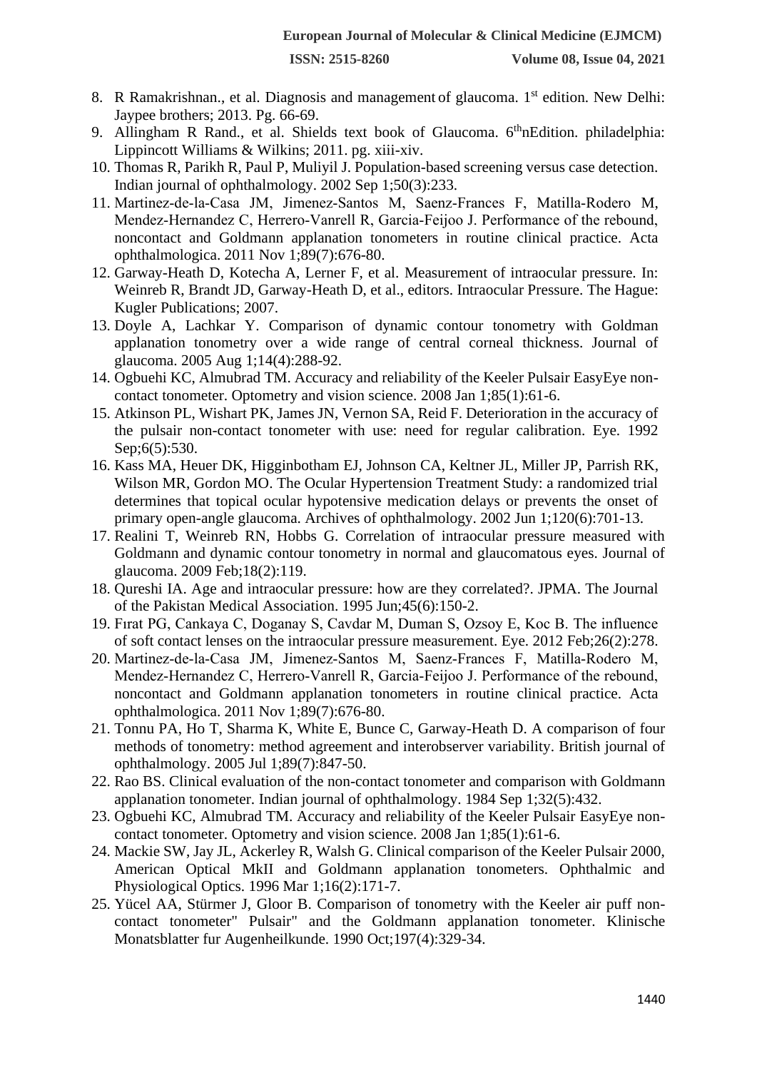8. R Ramakrishnan., et al. Diagnosis and management of glaucoma. 1st edition. New Delhi: Jaypee brothers; 2013. Pg. 66-69.
9. Allingham R Rand., et al. Shields text book of Glaucoma. 6thnEdition. philadelphia: Lippincott Williams & Wilkins; 2011. pg. xiii-xiv.
10. Thomas R, Parikh R, Paul P, Muliyil J. Population-based screening versus case detection. Indian journal of ophthalmology. 2002 Sep 1;50(3):233.
11. Martinez-de-la-Casa JM, Jimenez-Santos M, Saenz-Frances F, Matilla-Rodero M, Mendez-Hernandez C, Herrero-Vanrell R, Garcia-Feijoo J. Performance of the rebound, noncontact and Goldmann applanation tonometers in routine clinical practice. Acta ophthalmologica. 2011 Nov 1;89(7):676-80.
12. Garway-Heath D, Kotecha A, Lerner F, et al. Measurement of intraocular pressure. In: Weinreb R, Brandt JD, Garway-Heath D, et al., editors. Intraocular Pressure. The Hague: Kugler Publications; 2007.
13. Doyle A, Lachkar Y. Comparison of dynamic contour tonometry with Goldman applanation tonometry over a wide range of central corneal thickness. Journal of glaucoma. 2005 Aug 1;14(4):288-92.
14. Ogbuehi KC, Almubrad TM. Accuracy and reliability of the Keeler Pulsair EasyEye non-contact tonometer. Optometry and vision science. 2008 Jan 1;85(1):61-6.
15. Atkinson PL, Wishart PK, James JN, Vernon SA, Reid F. Deterioration in the accuracy of the pulsair non-contact tonometer with use: need for regular calibration. Eye. 1992 Sep;6(5):530.
16. Kass MA, Heuer DK, Higginbotham EJ, Johnson CA, Keltner JL, Miller JP, Parrish RK, Wilson MR, Gordon MO. The Ocular Hypertension Treatment Study: a randomized trial determines that topical ocular hypotensive medication delays or prevents the onset of primary open-angle glaucoma. Archives of ophthalmology. 2002 Jun 1;120(6):701-13.
17. Realini T, Weinreb RN, Hobbs G. Correlation of intraocular pressure measured with Goldmann and dynamic contour tonometry in normal and glaucomatous eyes. Journal of glaucoma. 2009 Feb;18(2):119.
18. Qureshi IA. Age and intraocular pressure: how are they correlated?. JPMA. The Journal of the Pakistan Medical Association. 1995 Jun;45(6):150-2.
19. Fırat PG, Cankaya C, Doganay S, Cavdar M, Duman S, Ozsoy E, Koc B. The influence of soft contact lenses on the intraocular pressure measurement. Eye. 2012 Feb;26(2):278.
20. Martinez-de-la-Casa JM, Jimenez-Santos M, Saenz-Frances F, Matilla-Rodero M, Mendez-Hernandez C, Herrero-Vanrell R, Garcia-Feijoo J. Performance of the rebound, noncontact and Goldmann applanation tonometers in routine clinical practice. Acta ophthalmologica. 2011 Nov 1;89(7):676-80.
21. Tonnu PA, Ho T, Sharma K, White E, Bunce C, Garway-Heath D. A comparison of four methods of tonometry: method agreement and interobserver variability. British journal of ophthalmology. 2005 Jul 1;89(7):847-50.
22. Rao BS. Clinical evaluation of the non-contact tonometer and comparison with Goldmann applanation tonometer. Indian journal of ophthalmology. 1984 Sep 1;32(5):432.
23. Ogbuehi KC, Almubrad TM. Accuracy and reliability of the Keeler Pulsair EasyEye non-contact tonometer. Optometry and vision science. 2008 Jan 1;85(1):61-6.
24. Mackie SW, Jay JL, Ackerley R, Walsh G. Clinical comparison of the Keeler Pulsair 2000, American Optical MkII and Goldmann applanation tonometers. Ophthalmic and Physiological Optics. 1996 Mar 1;16(2):171-7.
25. Yücel AA, Stürmer J, Gloor B. Comparison of tonometry with the Keeler air puff non-contact tonometer" Pulsair" and the Goldmann applanation tonometer. Klinische Monatsblatter fur Augenheilkunde. 1990 Oct;197(4):329-34.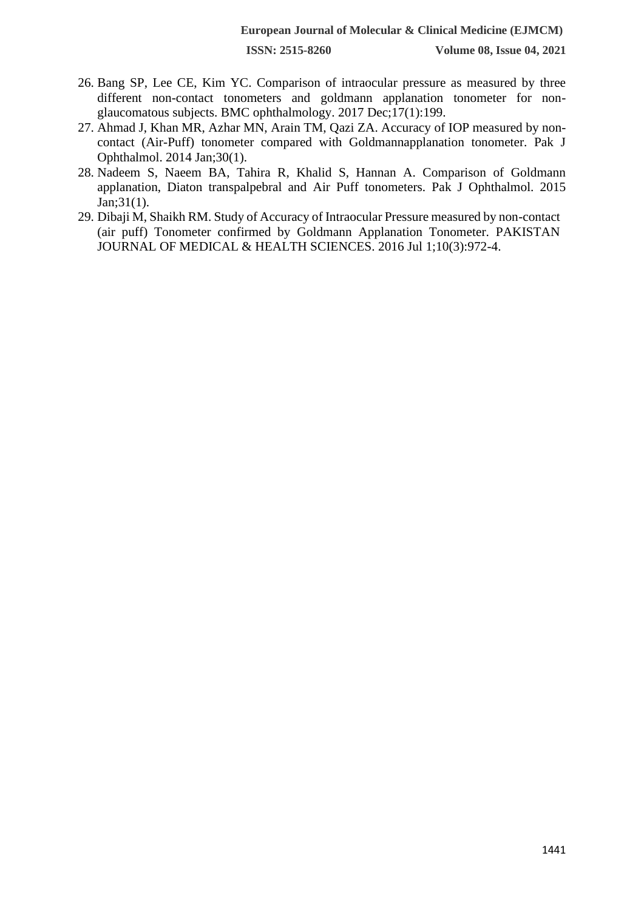26. Bang SP, Lee CE, Kim YC. Comparison of intraocular pressure as measured by three different non-contact tonometers and goldmann applanation tonometer for non-glaucomatous subjects. BMC ophthalmology. 2017 Dec;17(1):199.
27. Ahmad J, Khan MR, Azhar MN, Arain TM, Qazi ZA. Accuracy of IOP measured by non-contact (Air-Puff) tonometer compared with Goldmannapplanation tonometer. Pak J Ophthalmol. 2014 Jan;30(1).
28. Nadeem S, Naeem BA, Tahira R, Khalid S, Hannan A. Comparison of Goldmann applanation, Diaton transpalpebral and Air Puff tonometers. Pak J Ophthalmol. 2015 Jan;31(1).
29. Dibaji M, Shaikh RM. Study of Accuracy of Intraocular Pressure measured by non-contact (air puff) Tonometer confirmed by Goldmann Applanation Tonometer. PAKISTAN JOURNAL OF MEDICAL & HEALTH SCIENCES. 2016 Jul 1;10(3):972-4.